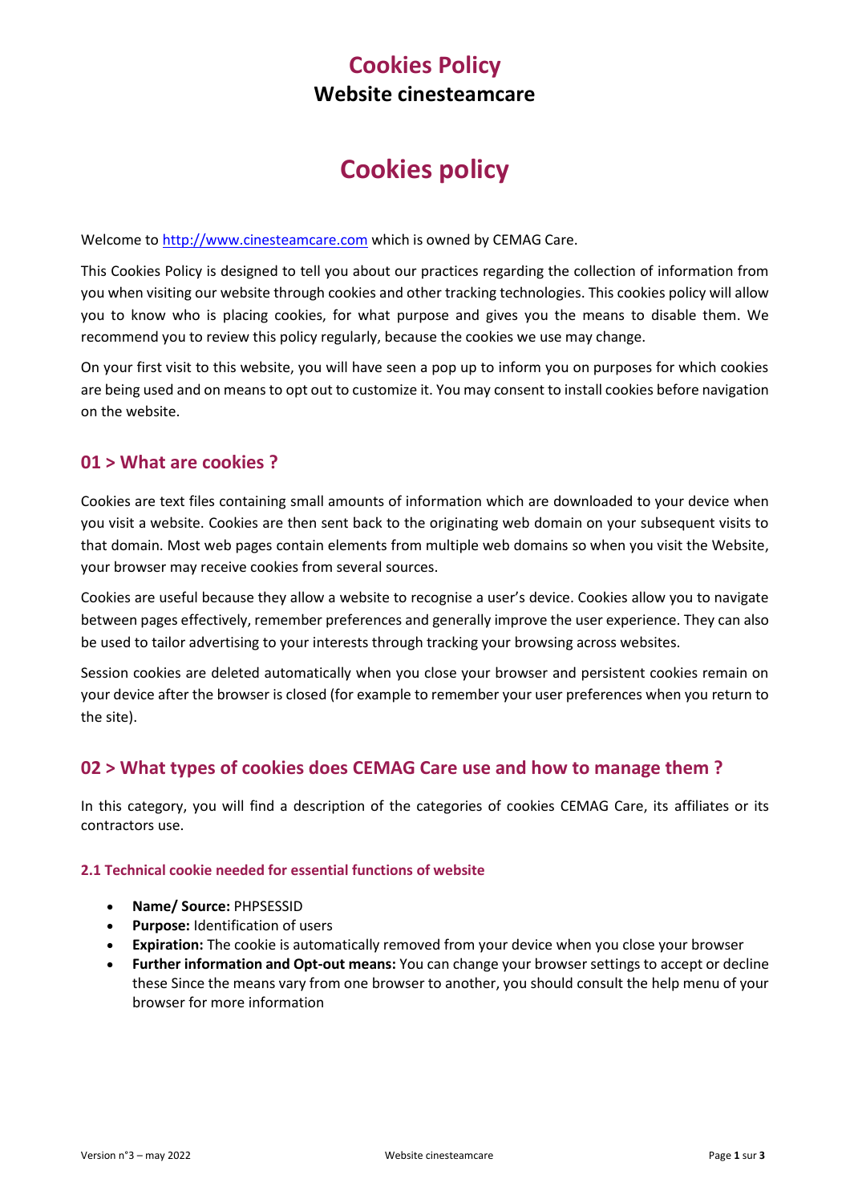# Cookies Policy

**Website cinesteamcare**

# Cookies policy

Welcome to [http://www.cinesteamcare.com](http://www.cinesteamcare.com) which is owned by CEMAG Care.

This Cookies Policy is designed to tell you about our practices regarding the collection of information from you when visiting our website through cookies and other tracking technologies. This cookies policy will allow you to know who is placing cookies, for what purpose and gives you the means to disable them. We recommend you to review this policy regularly, because the cookies we use may change.

On your first visit to this website, you will have seen a pop up to inform you on purposes for which cookies are being used and on means to opt out to customize it. You may consent to install cookies before navigation on the website.

## 01 > What are cookies ?

Cookies are text files containing small amounts of information which are downloaded to your device when you visit a website. Cookies are then sent back to the originating web domain on your subsequent visits to that domain. Most web pages contain elements from multiple web domains so when you visit the Website, your browser may receive cookies from several sources.

Cookies are useful because they allow a website to recognise a user's device. Cookies allow you to navigate between pages effectively, remember preferences and generally improve the user experience. They can also be used to tailor advertising to your interests through tracking your browsing across websites.

Session cookies are deleted automatically when you close your browser and persistent cookies remain on your device after the browser is closed (for example to remember your user preferences when you return to the site).

## 02 > What types of cookies does CEMAG Care use and how to manage them ?

In this category, you will find a description of the categories of cookies CEMAG Care, its affiliates or its contractors use.

### 2.1 Technical cookie needed for essential functions of website

- **Name/ Source:** PHPSESSID
- **Purpose:** Identification of users
- **Expiration:** The cookie is automatically removed from your device when you close your browser
- **Further information and Opt-out means:** You can change your browser settings to accept or decline these Since the means vary from one browser to another, you should consult the help menu of your browser for more information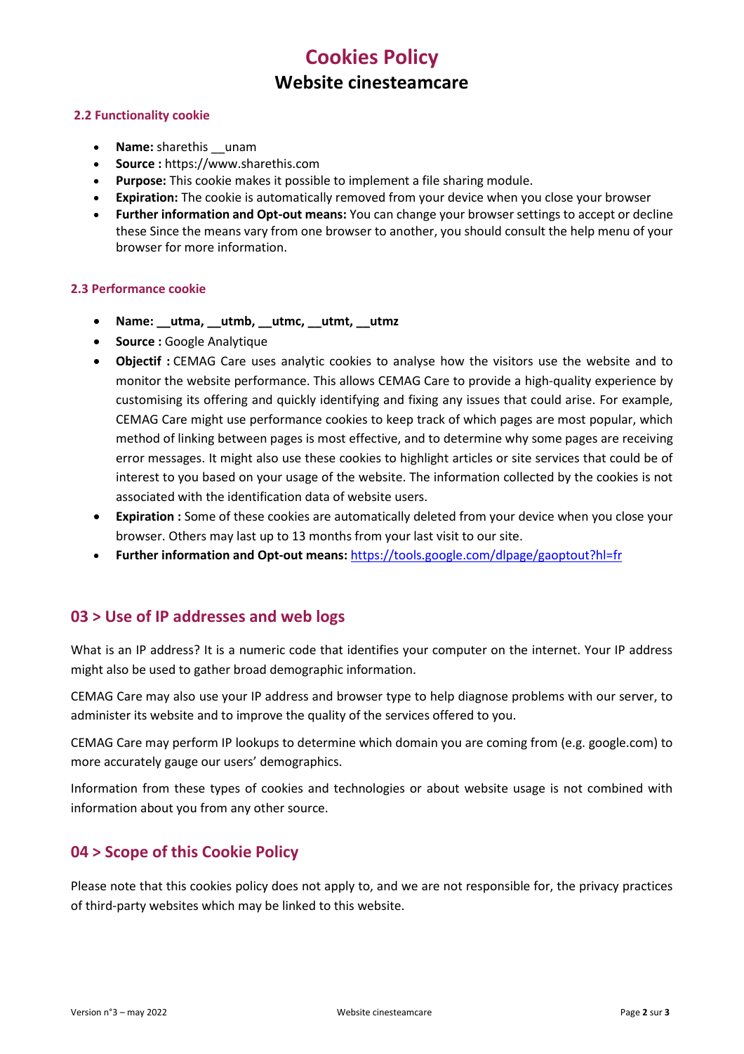# Cookies Policy
## Website cinesteamcare

### 2.2 Functionality cookie

- **Name:** sharethis __unam
- **Source :** https://www.sharethis.com
- **Purpose:** This cookie makes it possible to implement a file sharing module.
- **Expiration:** The cookie is automatically removed from your device when you close your browser
- **Further information and Opt-out means:** You can change your browser settings to accept or decline these Since the means vary from one browser to another, you should consult the help menu of your browser for more information.

### 2.3 Performance cookie

- **Name: __utma, __utmb, __utmc, __utmt, __utmz**
- **Source :** Google Analytique
- **Objectif :** CEMAG Care uses analytic cookies to analyse how the visitors use the website and to monitor the website performance. This allows CEMAG Care to provide a high-quality experience by customising its offering and quickly identifying and fixing any issues that could arise. For example, CEMAG Care might use performance cookies to keep track of which pages are most popular, which method of linking between pages is most effective, and to determine why some pages are receiving error messages. It might also use these cookies to highlight articles or site services that could be of interest to you based on your usage of the website. The information collected by the cookies is not associated with the identification data of website users.
- **Expiration :** Some of these cookies are automatically deleted from your device when you close your browser. Others may last up to 13 months from your last visit to our site.
- **Further information and Opt-out means:** https://tools.google.com/dlpage/gaoptout?hl=fr

## 03 > Use of IP addresses and web logs

What is an IP address? It is a numeric code that identifies your computer on the internet. Your IP address might also be used to gather broad demographic information.

CEMAG Care may also use your IP address and browser type to help diagnose problems with our server, to administer its website and to improve the quality of the services offered to you.

CEMAG Care may perform IP lookups to determine which domain you are coming from (e.g. google.com) to more accurately gauge our users' demographics.

Information from these types of cookies and technologies or about website usage is not combined with information about you from any other source.

## 04 > Scope of this Cookie Policy

Please note that this cookies policy does not apply to, and we are not responsible for, the privacy practices of third-party websites which may be linked to this website.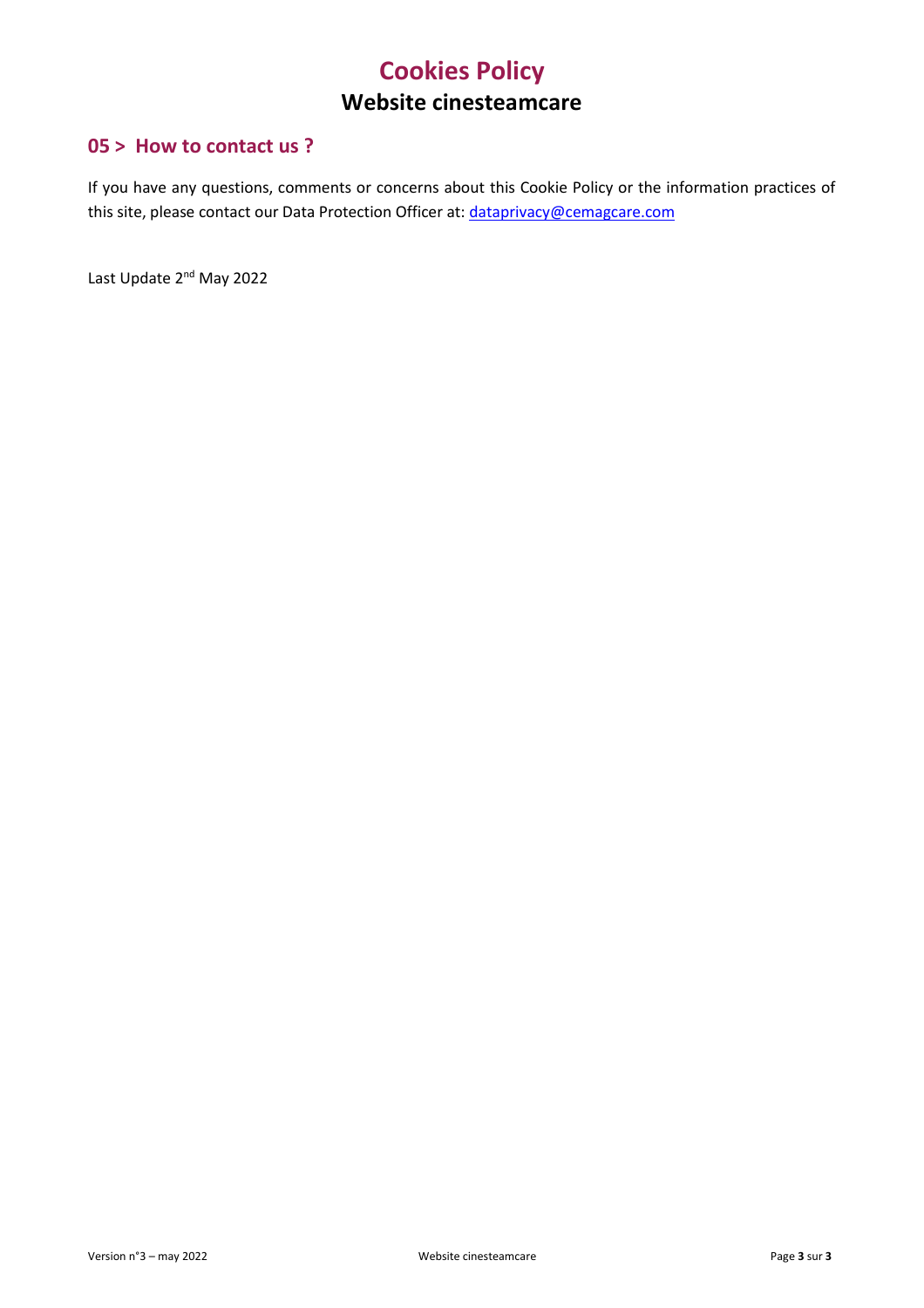# Cookies Policy

## Website cinesteamcare

## 05 > How to contact us ?

If you have any questions, comments or concerns about this Cookie Policy or the information practices of this site, please contact our Data Protection Officer at: dataprivacy@cemagcare.com

Last Update 2nd May 2022